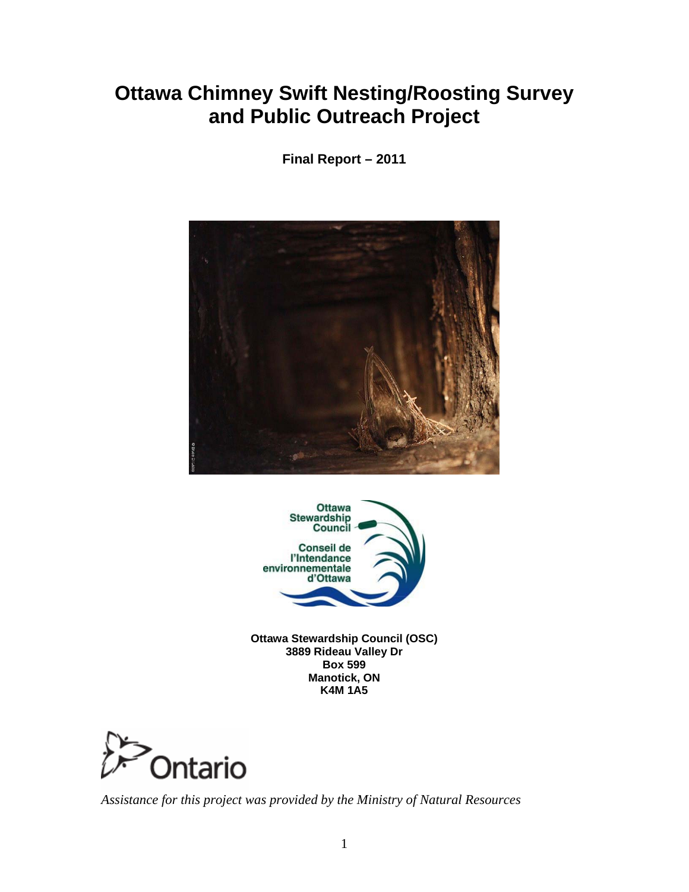# Ottawa Chimney Swift Nesting/Roosting Survey and Public Outreach Project

**Final Report – 2011**

Ottawa Stewardship Council

Conseil de l'Intendance environnementale d'Ottawa

**Ottawa Stewardship Council (OSC)**
**3889 Rideau Valley Dr**
**Box 599**
**Manotick, ON**
**K4M 1A5**

Ontario

*Assistance for this project was provided by the Ministry of Natural Resources*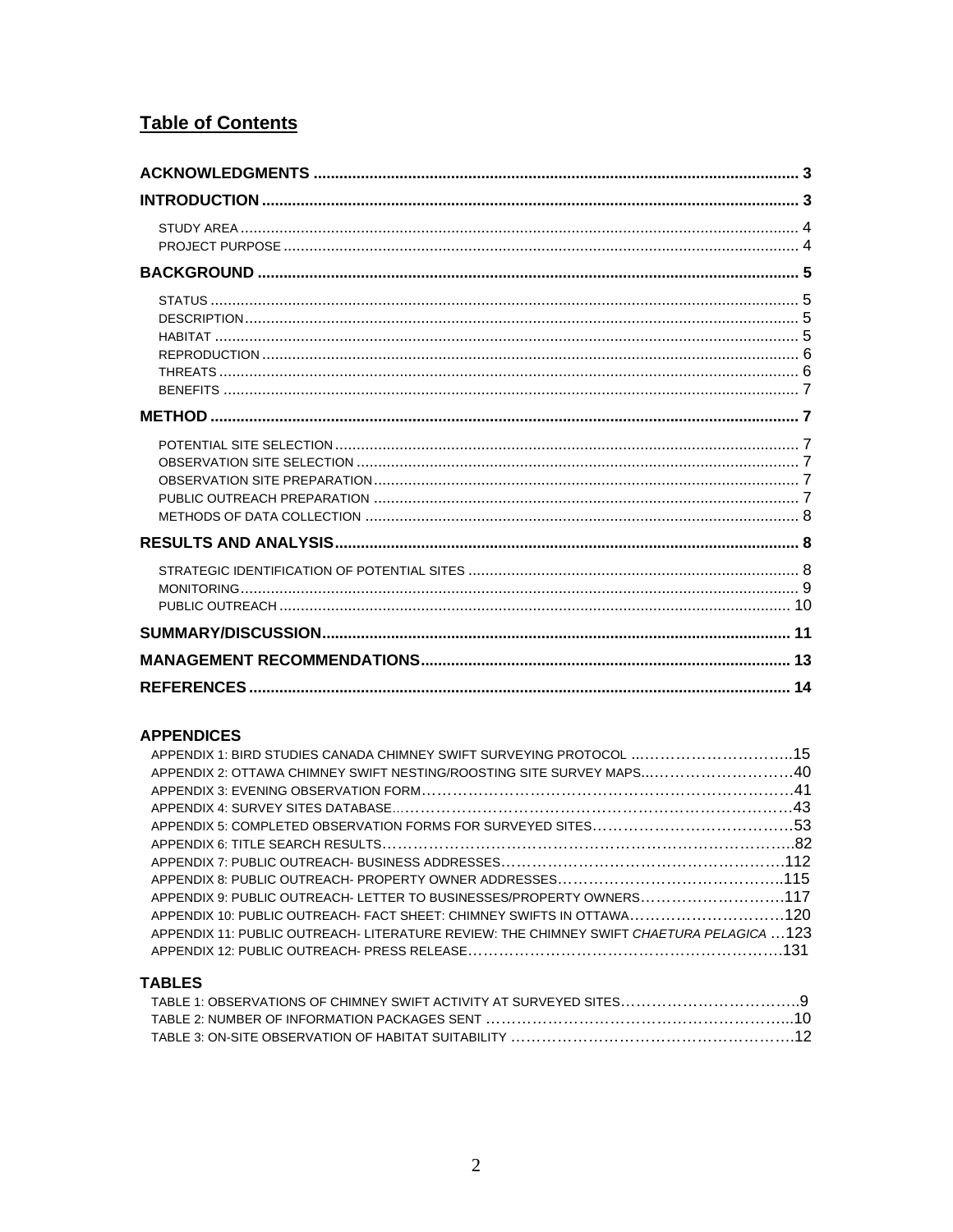## Table of Contents

**ACKNOWLEDGMENTS** ........ 3

**INTRODUCTION** ........ 3

- STUDY AREA ........ 4
- PROJECT PURPOSE ........ 4

**BACKGROUND** ........ 5

- STATUS ........ 5
- DESCRIPTION ........ 5
- HABITAT ........ 5
- REPRODUCTION ........ 6
- THREATS ........ 6
- BENEFITS ........ 7

**METHOD** ........ 7

- POTENTIAL SITE SELECTION ........ 7
- OBSERVATION SITE SELECTION ........ 7
- OBSERVATION SITE PREPARATION ........ 7
- PUBLIC OUTREACH PREPARATION ........ 7
- METHODS OF DATA COLLECTION ........ 8

**RESULTS AND ANALYSIS** ........ 8

- STRATEGIC IDENTIFICATION OF POTENTIAL SITES ........ 8
- MONITORING ........ 9
- PUBLIC OUTREACH ........ 10

**SUMMARY/DISCUSSION** ........ 11

**MANAGEMENT RECOMMENDATIONS** ........ 13

**REFERENCES** ........ 14

**APPENDICES**

- APPENDIX 1: BIRD STUDIES CANADA CHIMNEY SWIFT SURVEYING PROTOCOL ........ 15
- APPENDIX 2: OTTAWA CHIMNEY SWIFT NESTING/ROOSTING SITE SURVEY MAPS ........ 40
- APPENDIX 3: EVENING OBSERVATION FORM ........ 41
- APPENDIX 4: SURVEY SITES DATABASE ........ 43
- APPENDIX 5: COMPLETED OBSERVATION FORMS FOR SURVEYED SITES ........ 53
- APPENDIX 6: TITLE SEARCH RESULTS ........ 82
- APPENDIX 7: PUBLIC OUTREACH- BUSINESS ADDRESSES ........ 112
- APPENDIX 8: PUBLIC OUTREACH- PROPERTY OWNER ADDRESSES ........ 115
- APPENDIX 9: PUBLIC OUTREACH- LETTER TO BUSINESSES/PROPERTY OWNERS ........ 117
- APPENDIX 10: PUBLIC OUTREACH- FACT SHEET: CHIMNEY SWIFTS IN OTTAWA ........ 120
- APPENDIX 11: PUBLIC OUTREACH- LITERATURE REVIEW: THE CHIMNEY SWIFT *CHAETURA PELAGICA* ........ 123
- APPENDIX 12: PUBLIC OUTREACH- PRESS RELEASE ........ 131

**TABLES**

- TABLE 1: OBSERVATIONS OF CHIMNEY SWIFT ACTIVITY AT SURVEYED SITES ........ 9
- TABLE 2: NUMBER OF INFORMATION PACKAGES SENT ........ 10
- TABLE 3: ON-SITE OBSERVATION OF HABITAT SUITABILITY ........ 12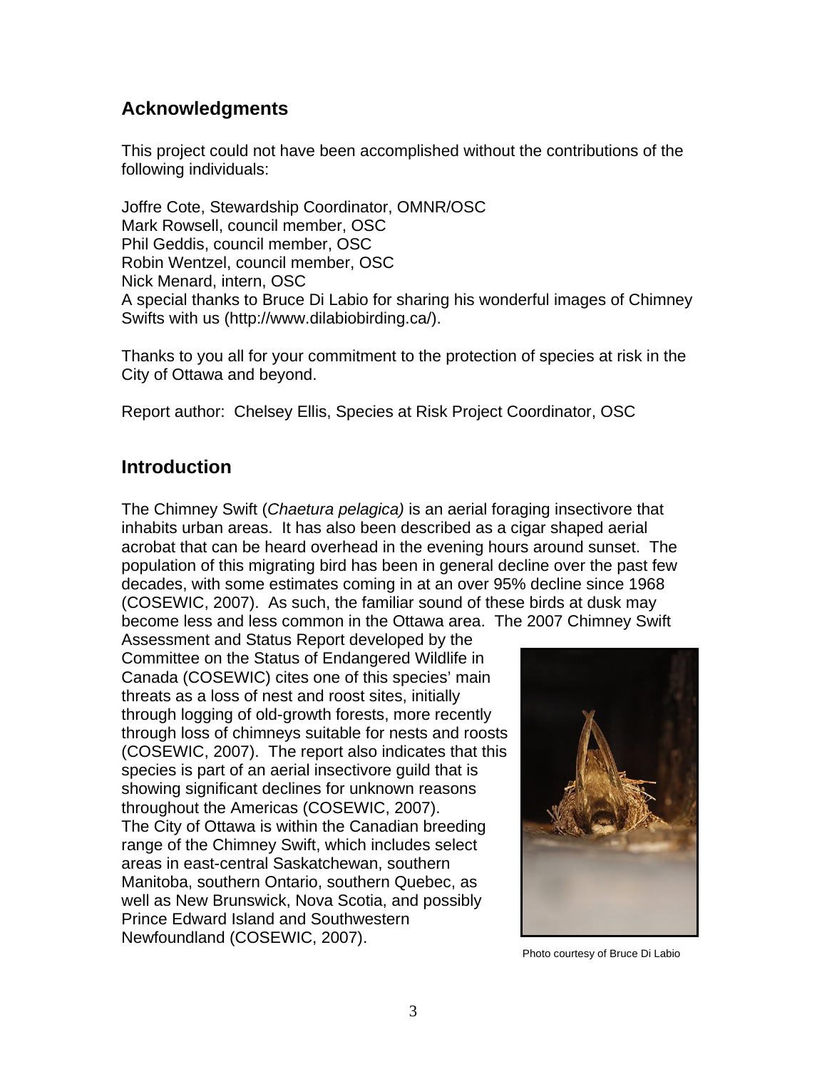## Acknowledgments

This project could not have been accomplished without the contributions of the following individuals:

Joffre Cote, Stewardship Coordinator, OMNR/OSC
Mark Rowsell, council member, OSC
Phil Geddis, council member, OSC
Robin Wentzel, council member, OSC
Nick Menard, intern, OSC
A special thanks to Bruce Di Labio for sharing his wonderful images of Chimney Swifts with us (http://www.dilabiobirding.ca/).

Thanks to you all for your commitment to the protection of species at risk in the City of Ottawa and beyond.

Report author: Chelsey Ellis, Species at Risk Project Coordinator, OSC

## Introduction

The Chimney Swift (*Chaetura pelagica)* is an aerial foraging insectivore that inhabits urban areas. It has also been described as a cigar shaped aerial acrobat that can be heard overhead in the evening hours around sunset. The population of this migrating bird has been in general decline over the past few decades, with some estimates coming in at an over 95% decline since 1968 (COSEWIC, 2007). As such, the familiar sound of these birds at dusk may become less and less common in the Ottawa area. The 2007 Chimney Swift Assessment and Status Report developed by the Committee on the Status of Endangered Wildlife in Canada (COSEWIC) cites one of this species' main threats as a loss of nest and roost sites, initially through logging of old-growth forests, more recently through loss of chimneys suitable for nests and roosts (COSEWIC, 2007). The report also indicates that this species is part of an aerial insectivore guild that is showing significant declines for unknown reasons throughout the Americas (COSEWIC, 2007). The City of Ottawa is within the Canadian breeding range of the Chimney Swift, which includes select areas in east-central Saskatchewan, southern Manitoba, southern Ontario, southern Quebec, as well as New Brunswick, Nova Scotia, and possibly Prince Edward Island and Southwestern Newfoundland (COSEWIC, 2007).

Photo courtesy of Bruce Di Labio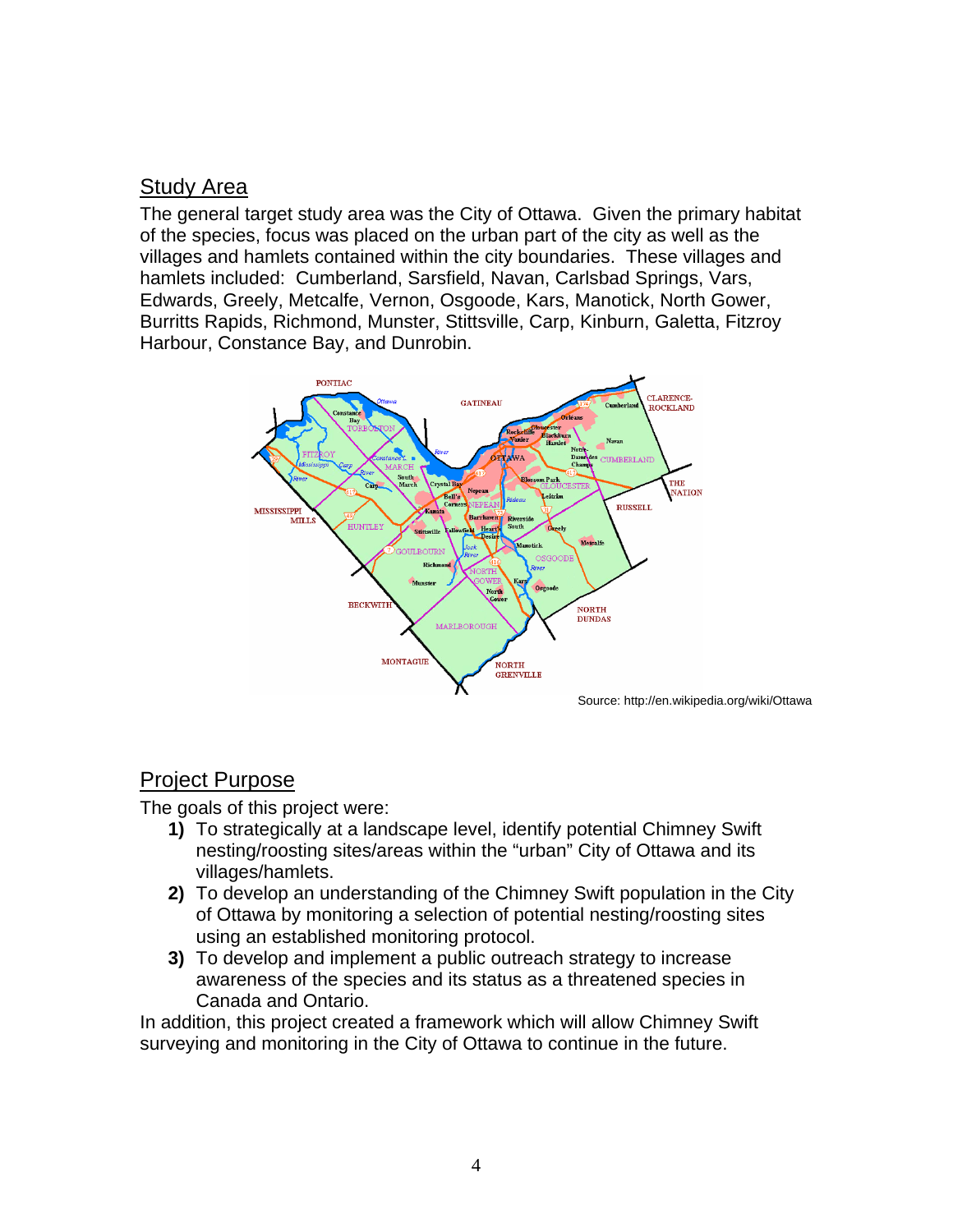## Study Area

The general target study area was the City of Ottawa. Given the primary habitat of the species, focus was placed on the urban part of the city as well as the villages and hamlets contained within the city boundaries. These villages and hamlets included: Cumberland, Sarsfield, Navan, Carlsbad Springs, Vars, Edwards, Greely, Metcalfe, Vernon, Osgoode, Kars, Manotick, North Gower, Burritts Rapids, Richmond, Munster, Stittsville, Carp, Kinburn, Galetta, Fitzroy Harbour, Constance Bay, and Dunrobin.

Source: http://en.wikipedia.org/wiki/Ottawa

## Project Purpose

The goals of this project were:

1) To strategically at a landscape level, identify potential Chimney Swift nesting/roosting sites/areas within the "urban" City of Ottawa and its villages/hamlets.
2) To develop an understanding of the Chimney Swift population in the City of Ottawa by monitoring a selection of potential nesting/roosting sites using an established monitoring protocol.
3) To develop and implement a public outreach strategy to increase awareness of the species and its status as a threatened species in Canada and Ontario.

In addition, this project created a framework which will allow Chimney Swift surveying and monitoring in the City of Ottawa to continue in the future.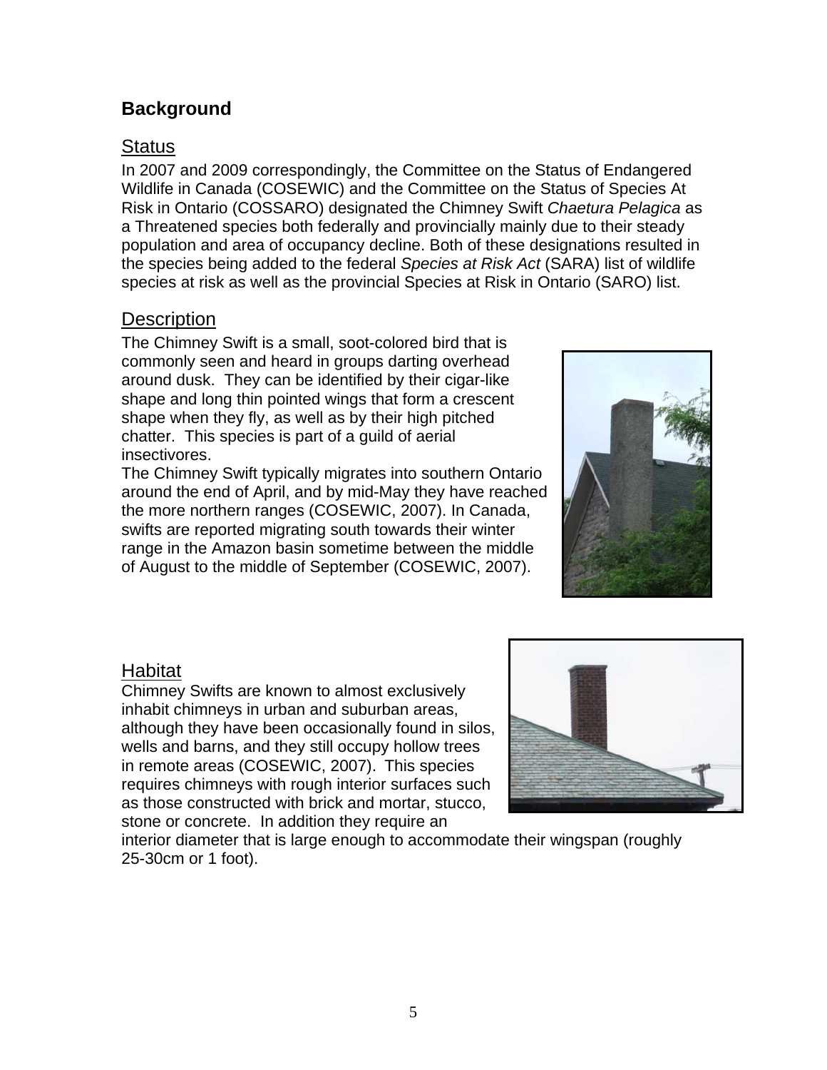## Background

### Status

In 2007 and 2009 correspondingly, the Committee on the Status of Endangered Wildlife in Canada (COSEWIC) and the Committee on the Status of Species At Risk in Ontario (COSSARO) designated the Chimney Swift *Chaetura Pelagica* as a Threatened species both federally and provincially mainly due to their steady population and area of occupancy decline. Both of these designations resulted in the species being added to the federal *Species at Risk Act* (SARA) list of wildlife species at risk as well as the provincial Species at Risk in Ontario (SARO) list.

### Description

The Chimney Swift is a small, soot-colored bird that is commonly seen and heard in groups darting overhead around dusk. They can be identified by their cigar-like shape and long thin pointed wings that form a crescent shape when they fly, as well as by their high pitched chatter. This species is part of a guild of aerial insectivores.

The Chimney Swift typically migrates into southern Ontario around the end of April, and by mid-May they have reached the more northern ranges (COSEWIC, 2007). In Canada, swifts are reported migrating south towards their winter range in the Amazon basin sometime between the middle of August to the middle of September (COSEWIC, 2007).

### Habitat

Chimney Swifts are known to almost exclusively inhabit chimneys in urban and suburban areas, although they have been occasionally found in silos, wells and barns, and they still occupy hollow trees in remote areas (COSEWIC, 2007). This species requires chimneys with rough interior surfaces such as those constructed with brick and mortar, stucco, stone or concrete. In addition they require an interior diameter that is large enough to accommodate their wingspan (roughly 25-30cm or 1 foot).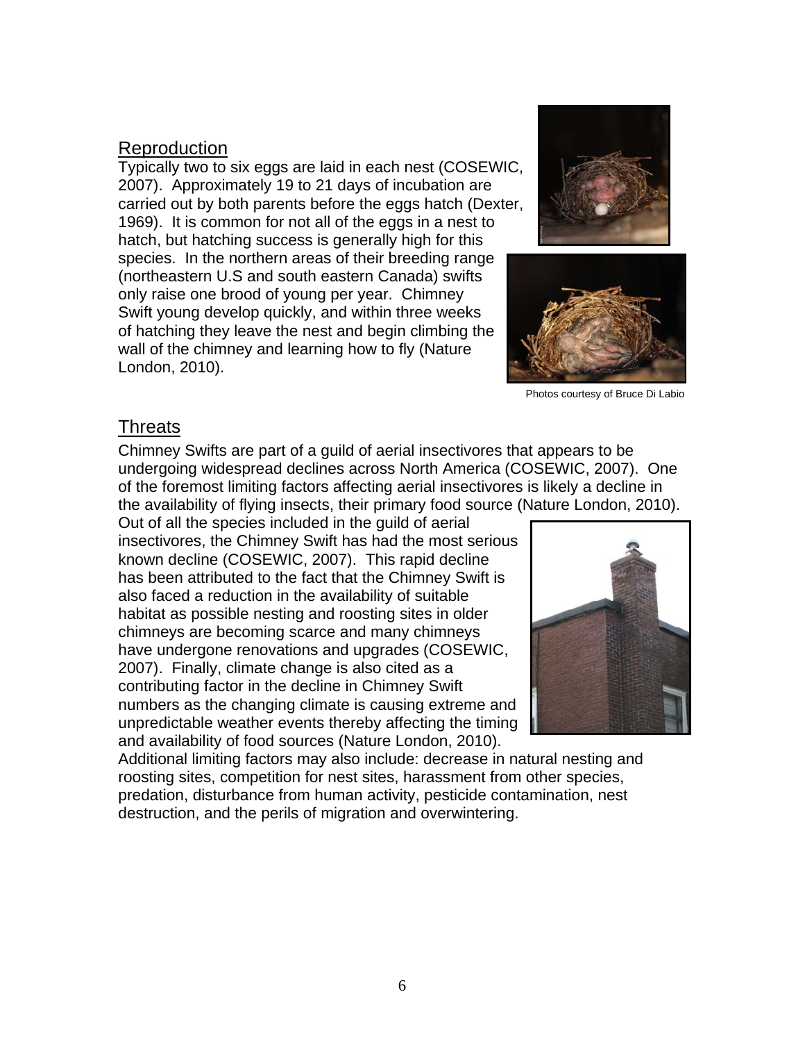## Reproduction

Typically two to six eggs are laid in each nest (COSEWIC, 2007). Approximately 19 to 21 days of incubation are carried out by both parents before the eggs hatch (Dexter, 1969). It is common for not all of the eggs in a nest to hatch, but hatching success is generally high for this species. In the northern areas of their breeding range (northeastern U.S and south eastern Canada) swifts only raise one brood of young per year. Chimney Swift young develop quickly, and within three weeks of hatching they leave the nest and begin climbing the wall of the chimney and learning how to fly (Nature London, 2010).

Photos courtesy of Bruce Di Labio

## Threats

Chimney Swifts are part of a guild of aerial insectivores that appears to be undergoing widespread declines across North America (COSEWIC, 2007). One of the foremost limiting factors affecting aerial insectivores is likely a decline in the availability of flying insects, their primary food source (Nature London, 2010). Out of all the species included in the guild of aerial insectivores, the Chimney Swift has had the most serious known decline (COSEWIC, 2007). This rapid decline has been attributed to the fact that the Chimney Swift is also faced a reduction in the availability of suitable habitat as possible nesting and roosting sites in older chimneys are becoming scarce and many chimneys have undergone renovations and upgrades (COSEWIC, 2007). Finally, climate change is also cited as a contributing factor in the decline in Chimney Swift numbers as the changing climate is causing extreme and unpredictable weather events thereby affecting the timing and availability of food sources (Nature London, 2010). Additional limiting factors may also include: decrease in natural nesting and roosting sites, competition for nest sites, harassment from other species, predation, disturbance from human activity, pesticide contamination, nest destruction, and the perils of migration and overwintering.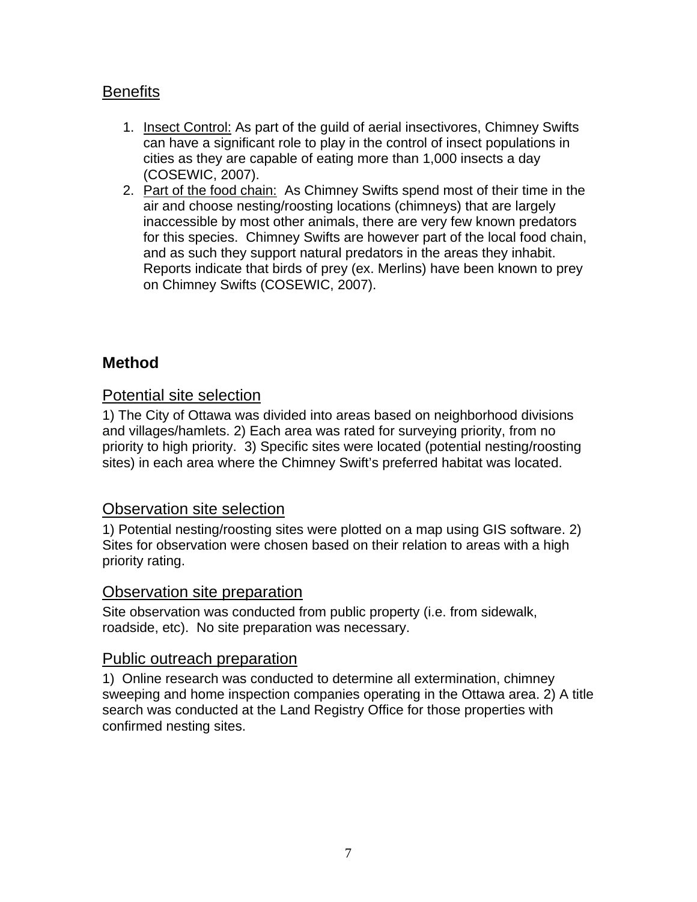## Benefits

1. Insect Control: As part of the guild of aerial insectivores, Chimney Swifts can have a significant role to play in the control of insect populations in cities as they are capable of eating more than 1,000 insects a day (COSEWIC, 2007).
2. Part of the food chain: As Chimney Swifts spend most of their time in the air and choose nesting/roosting locations (chimneys) that are largely inaccessible by most other animals, there are very few known predators for this species. Chimney Swifts are however part of the local food chain, and as such they support natural predators in the areas they inhabit. Reports indicate that birds of prey (ex. Merlins) have been known to prey on Chimney Swifts (COSEWIC, 2007).

# Method

## Potential site selection

1) The City of Ottawa was divided into areas based on neighborhood divisions and villages/hamlets. 2) Each area was rated for surveying priority, from no priority to high priority. 3) Specific sites were located (potential nesting/roosting sites) in each area where the Chimney Swift's preferred habitat was located.

## Observation site selection

1) Potential nesting/roosting sites were plotted on a map using GIS software. 2) Sites for observation were chosen based on their relation to areas with a high priority rating.

## Observation site preparation

Site observation was conducted from public property (i.e. from sidewalk, roadside, etc). No site preparation was necessary.

## Public outreach preparation

1) Online research was conducted to determine all extermination, chimney sweeping and home inspection companies operating in the Ottawa area. 2) A title search was conducted at the Land Registry Office for those properties with confirmed nesting sites.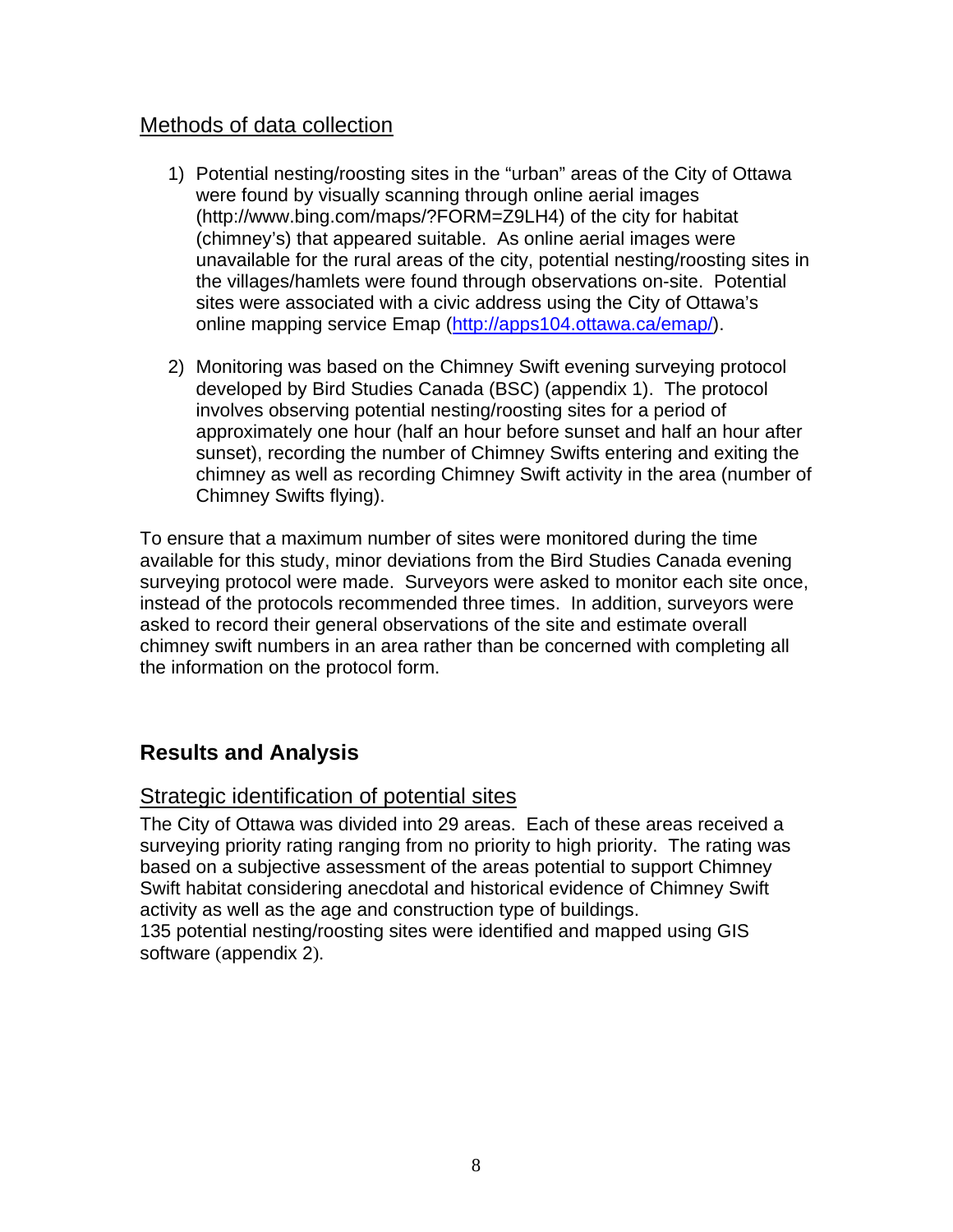## Methods of data collection

1) Potential nesting/roosting sites in the "urban" areas of the City of Ottawa were found by visually scanning through online aerial images (http://www.bing.com/maps/?FORM=Z9LH4) of the city for habitat (chimney's) that appeared suitable. As online aerial images were unavailable for the rural areas of the city, potential nesting/roosting sites in the villages/hamlets were found through observations on-site. Potential sites were associated with a civic address using the City of Ottawa's online mapping service Emap (http://apps104.ottawa.ca/emap/).

2) Monitoring was based on the Chimney Swift evening surveying protocol developed by Bird Studies Canada (BSC) (appendix 1). The protocol involves observing potential nesting/roosting sites for a period of approximately one hour (half an hour before sunset and half an hour after sunset), recording the number of Chimney Swifts entering and exiting the chimney as well as recording Chimney Swift activity in the area (number of Chimney Swifts flying).

To ensure that a maximum number of sites were monitored during the time available for this study, minor deviations from the Bird Studies Canada evening surveying protocol were made. Surveyors were asked to monitor each site once, instead of the protocols recommended three times. In addition, surveyors were asked to record their general observations of the site and estimate overall chimney swift numbers in an area rather than be concerned with completing all the information on the protocol form.

# Results and Analysis

## Strategic identification of potential sites

The City of Ottawa was divided into 29 areas. Each of these areas received a surveying priority rating ranging from no priority to high priority. The rating was based on a subjective assessment of the areas potential to support Chimney Swift habitat considering anecdotal and historical evidence of Chimney Swift activity as well as the age and construction type of buildings.
135 potential nesting/roosting sites were identified and mapped using GIS software (appendix 2).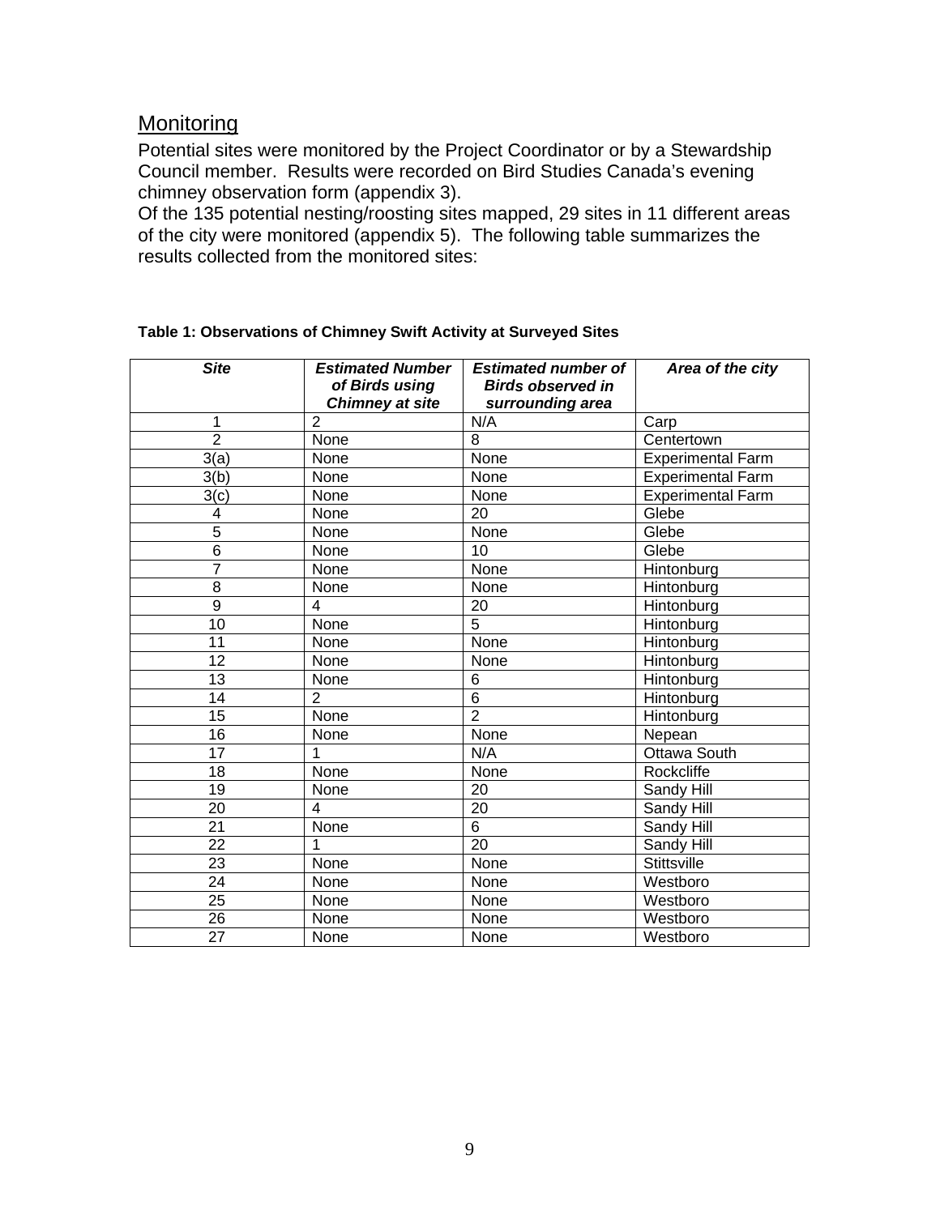## Monitoring

Potential sites were monitored by the Project Coordinator or by a Stewardship Council member. Results were recorded on Bird Studies Canada's evening chimney observation form (appendix 3).

Of the 135 potential nesting/roosting sites mapped, 29 sites in 11 different areas of the city were monitored (appendix 5). The following table summarizes the results collected from the monitored sites:

**Table 1: Observations of Chimney Swift Activity at Surveyed Sites**

| *Site* | *Estimated Number of Birds using Chimney at site* | *Estimated number of Birds observed in surrounding area* | *Area of the city* |
|---|---|---|---|
| 1 | 2 | N/A | Carp |
| 2 | None | 8 | Centertown |
| 3(a) | None | None | Experimental Farm |
| 3(b) | None | None | Experimental Farm |
| 3(c) | None | None | Experimental Farm |
| 4 | None | 20 | Glebe |
| 5 | None | None | Glebe |
| 6 | None | 10 | Glebe |
| 7 | None | None | Hintonburg |
| 8 | None | None | Hintonburg |
| 9 | 4 | 20 | Hintonburg |
| 10 | None | 5 | Hintonburg |
| 11 | None | None | Hintonburg |
| 12 | None | None | Hintonburg |
| 13 | None | 6 | Hintonburg |
| 14 | 2 | 6 | Hintonburg |
| 15 | None | 2 | Hintonburg |
| 16 | None | None | Nepean |
| 17 | 1 | N/A | Ottawa South |
| 18 | None | None | Rockcliffe |
| 19 | None | 20 | Sandy Hill |
| 20 | 4 | 20 | Sandy Hill |
| 21 | None | 6 | Sandy Hill |
| 22 | 1 | 20 | Sandy Hill |
| 23 | None | None | Stittsville |
| 24 | None | None | Westboro |
| 25 | None | None | Westboro |
| 26 | None | None | Westboro |
| 27 | None | None | Westboro |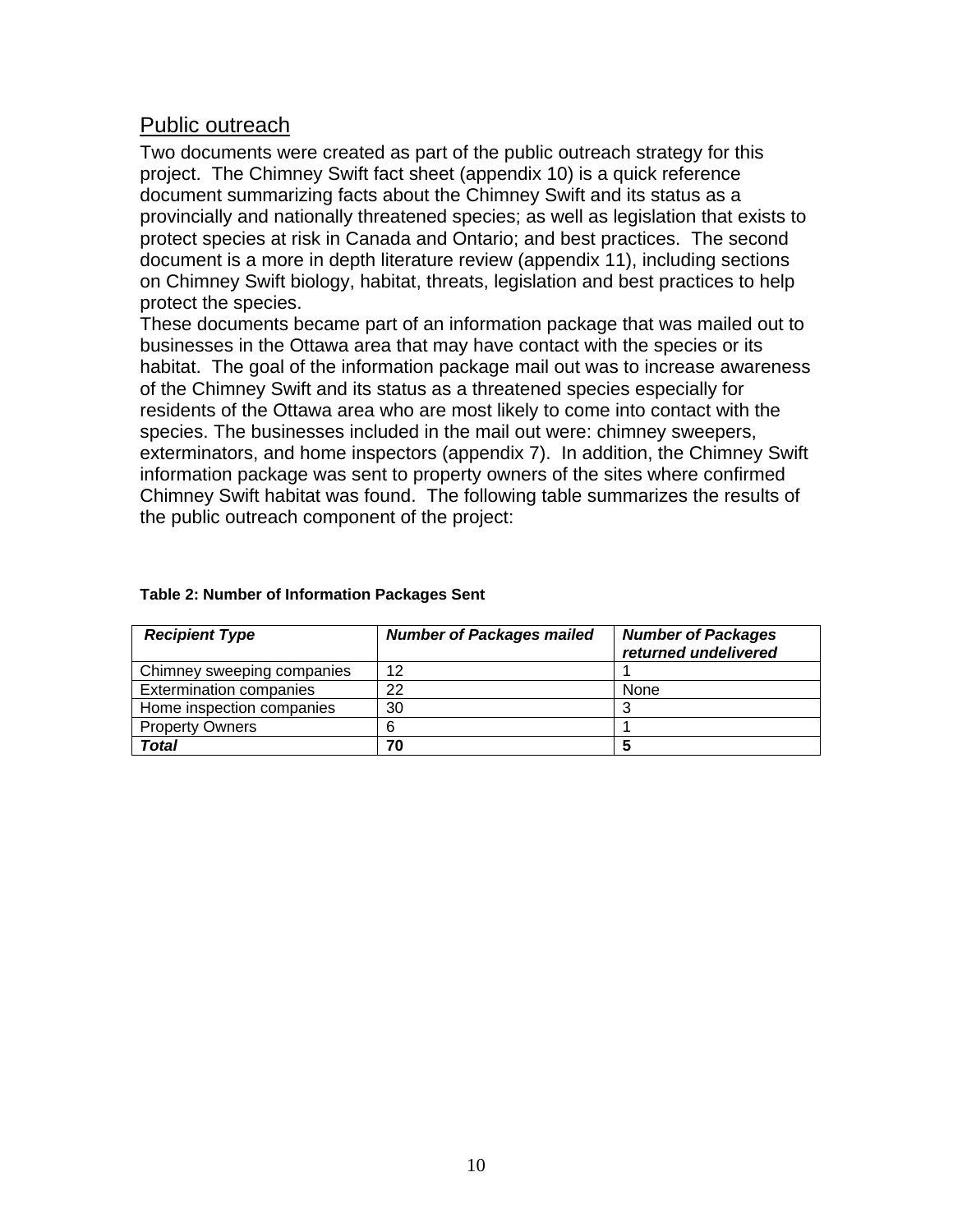## Public outreach

Two documents were created as part of the public outreach strategy for this project. The Chimney Swift fact sheet (appendix 10) is a quick reference document summarizing facts about the Chimney Swift and its status as a provincially and nationally threatened species; as well as legislation that exists to protect species at risk in Canada and Ontario; and best practices. The second document is a more in depth literature review (appendix 11), including sections on Chimney Swift biology, habitat, threats, legislation and best practices to help protect the species.

These documents became part of an information package that was mailed out to businesses in the Ottawa area that may have contact with the species or its habitat. The goal of the information package mail out was to increase awareness of the Chimney Swift and its status as a threatened species especially for residents of the Ottawa area who are most likely to come into contact with the species. The businesses included in the mail out were: chimney sweepers, exterminators, and home inspectors (appendix 7). In addition, the Chimney Swift information package was sent to property owners of the sites where confirmed Chimney Swift habitat was found. The following table summarizes the results of the public outreach component of the project:

**Table 2: Number of Information Packages Sent**

| ***Recipient Type*** | ***Number of Packages mailed*** | ***Number of Packages returned undelivered*** |
|---|---|---|
| Chimney sweeping companies | 12 | 1 |
| Extermination companies | 22 | None |
| Home inspection companies | 30 | 3 |
| Property Owners | 6 | 1 |
| ***Total*** | **70** | **5** |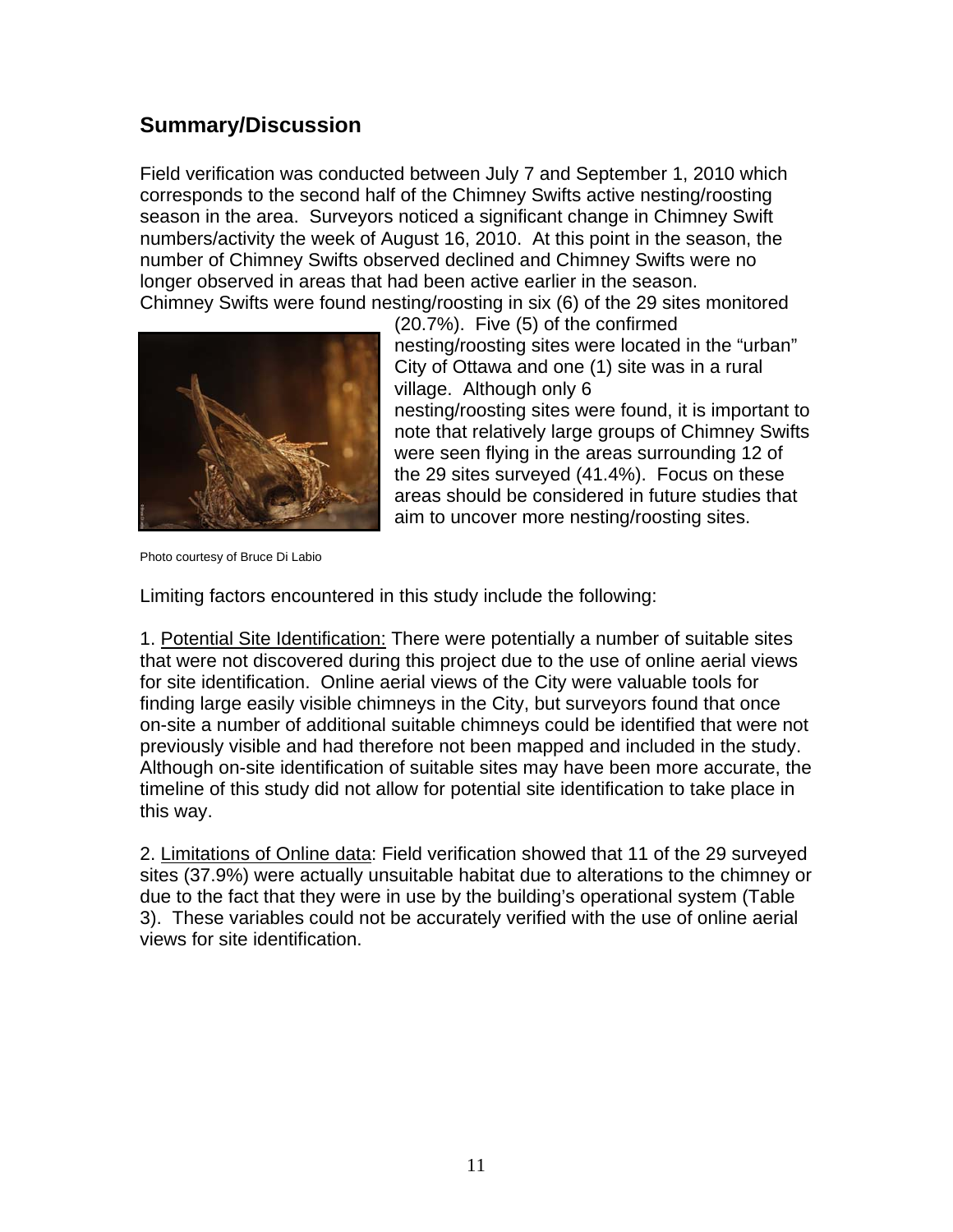## Summary/Discussion

Field verification was conducted between July 7 and September 1, 2010 which corresponds to the second half of the Chimney Swifts active nesting/roosting season in the area. Surveyors noticed a significant change in Chimney Swift numbers/activity the week of August 16, 2010. At this point in the season, the number of Chimney Swifts observed declined and Chimney Swifts were no longer observed in areas that had been active earlier in the season. Chimney Swifts were found nesting/roosting in six (6) of the 29 sites monitored (20.7%). Five (5) of the confirmed nesting/roosting sites were located in the "urban" City of Ottawa and one (1) site was in a rural village. Although only 6 nesting/roosting sites were found, it is important to note that relatively large groups of Chimney Swifts were seen flying in the areas surrounding 12 of the 29 sites surveyed (41.4%). Focus on these areas should be considered in future studies that aim to uncover more nesting/roosting sites.

Photo courtesy of Bruce Di Labio

Limiting factors encountered in this study include the following:

1. Potential Site Identification: There were potentially a number of suitable sites that were not discovered during this project due to the use of online aerial views for site identification. Online aerial views of the City were valuable tools for finding large easily visible chimneys in the City, but surveyors found that once on-site a number of additional suitable chimneys could be identified that were not previously visible and had therefore not been mapped and included in the study. Although on-site identification of suitable sites may have been more accurate, the timeline of this study did not allow for potential site identification to take place in this way.

2. Limitations of Online data: Field verification showed that 11 of the 29 surveyed sites (37.9%) were actually unsuitable habitat due to alterations to the chimney or due to the fact that they were in use by the building's operational system (Table 3). These variables could not be accurately verified with the use of online aerial views for site identification.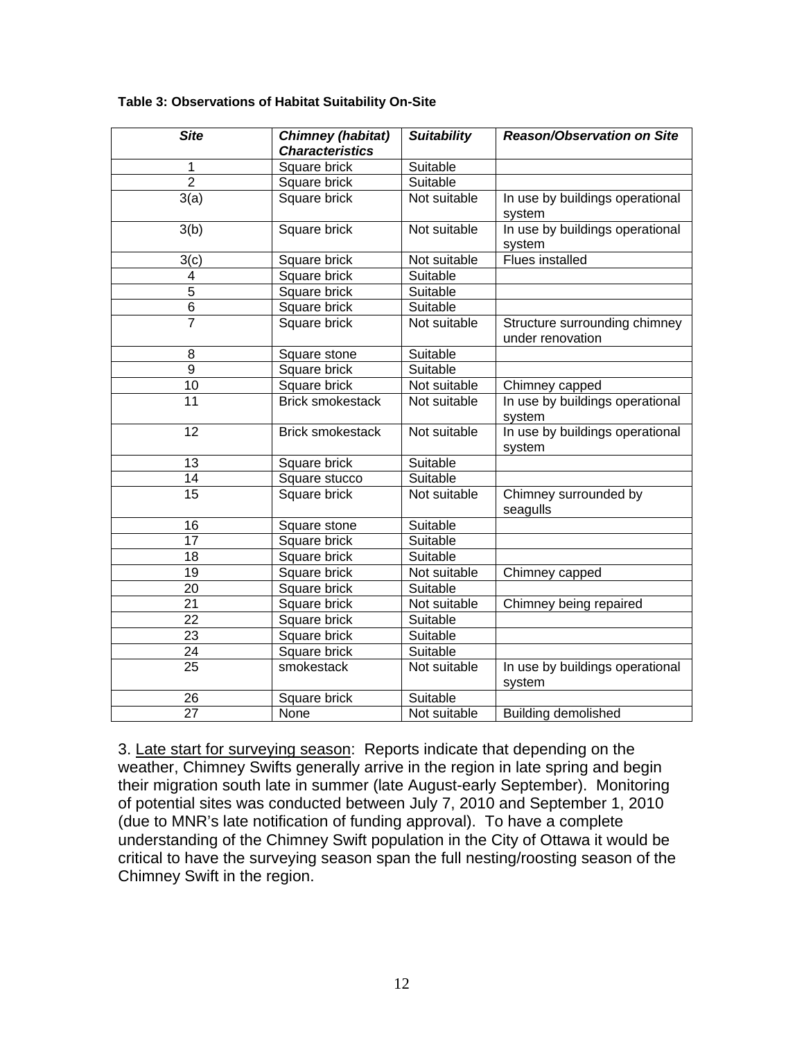**Table 3: Observations of Habitat Suitability On-Site**

| *Site* | *Chimney (habitat) Characteristics* | *Suitability* | *Reason/Observation on Site* |
|---|---|---|---|
| 1 | Square brick | Suitable | |
| 2 | Square brick | Suitable | |
| 3(a) | Square brick | Not suitable | In use by buildings operational system |
| 3(b) | Square brick | Not suitable | In use by buildings operational system |
| 3(c) | Square brick | Not suitable | Flues installed |
| 4 | Square brick | Suitable | |
| 5 | Square brick | Suitable | |
| 6 | Square brick | Suitable | |
| 7 | Square brick | Not suitable | Structure surrounding chimney under renovation |
| 8 | Square stone | Suitable | |
| 9 | Square brick | Suitable | |
| 10 | Square brick | Not suitable | Chimney capped |
| 11 | Brick smokestack | Not suitable | In use by buildings operational system |
| 12 | Brick smokestack | Not suitable | In use by buildings operational system |
| 13 | Square brick | Suitable | |
| 14 | Square stucco | Suitable | |
| 15 | Square brick | Not suitable | Chimney surrounded by seagulls |
| 16 | Square stone | Suitable | |
| 17 | Square brick | Suitable | |
| 18 | Square brick | Suitable | |
| 19 | Square brick | Not suitable | Chimney capped |
| 20 | Square brick | Suitable | |
| 21 | Square brick | Not suitable | Chimney being repaired |
| 22 | Square brick | Suitable | |
| 23 | Square brick | Suitable | |
| 24 | Square brick | Suitable | |
| 25 | smokestack | Not suitable | In use by buildings operational system |
| 26 | Square brick | Suitable | |
| 27 | None | Not suitable | Building demolished |

3. Late start for surveying season: Reports indicate that depending on the weather, Chimney Swifts generally arrive in the region in late spring and begin their migration south late in summer (late August-early September). Monitoring of potential sites was conducted between July 7, 2010 and September 1, 2010 (due to MNR's late notification of funding approval). To have a complete understanding of the Chimney Swift population in the City of Ottawa it would be critical to have the surveying season span the full nesting/roosting season of the Chimney Swift in the region.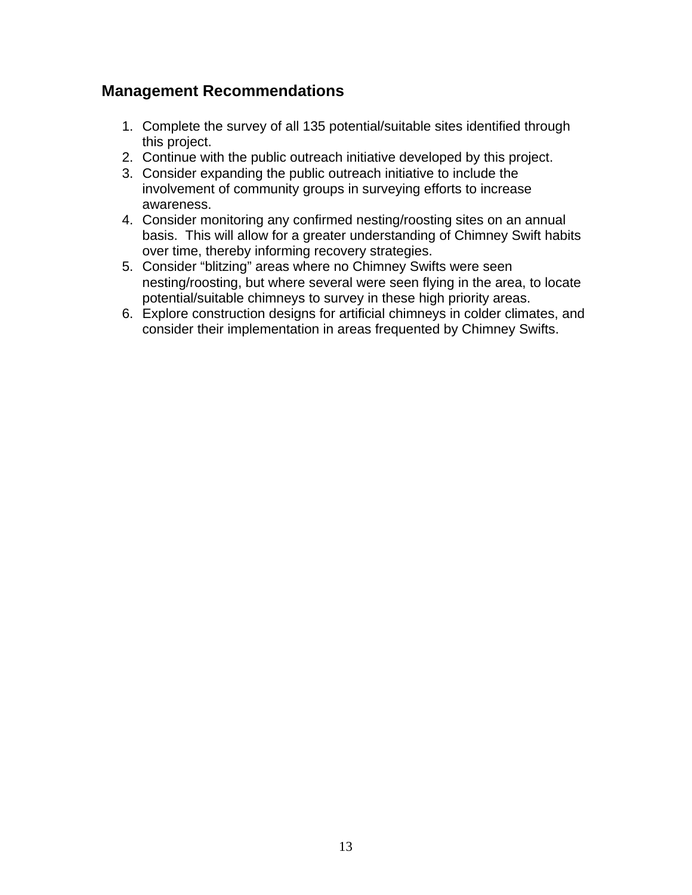## Management Recommendations

1. Complete the survey of all 135 potential/suitable sites identified through this project.
2. Continue with the public outreach initiative developed by this project.
3. Consider expanding the public outreach initiative to include the involvement of community groups in surveying efforts to increase awareness.
4. Consider monitoring any confirmed nesting/roosting sites on an annual basis. This will allow for a greater understanding of Chimney Swift habits over time, thereby informing recovery strategies.
5. Consider "blitzing" areas where no Chimney Swifts were seen nesting/roosting, but where several were seen flying in the area, to locate potential/suitable chimneys to survey in these high priority areas.
6. Explore construction designs for artificial chimneys in colder climates, and consider their implementation in areas frequented by Chimney Swifts.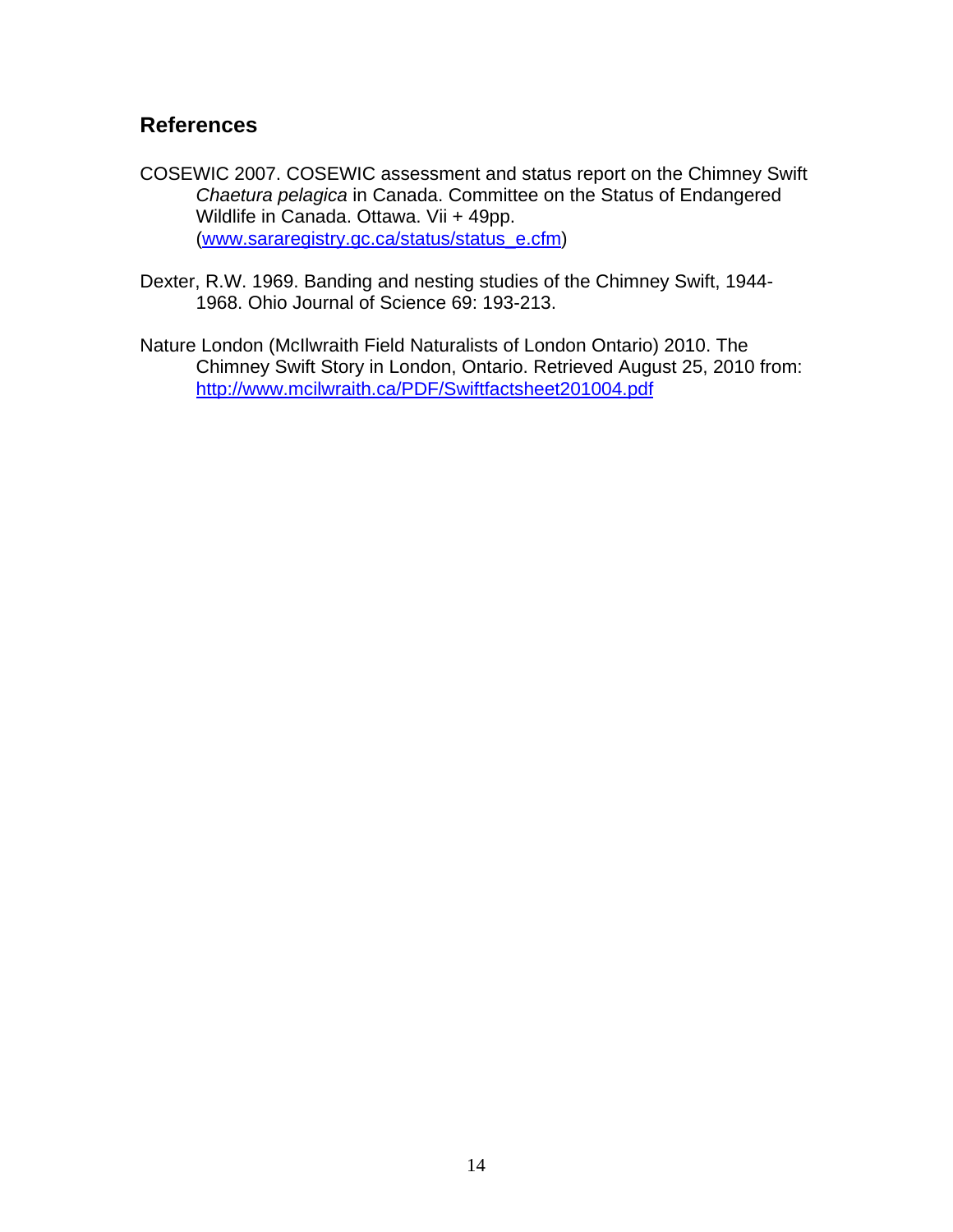## References

COSEWIC 2007. COSEWIC assessment and status report on the Chimney Swift *Chaetura pelagica* in Canada. Committee on the Status of Endangered Wildlife in Canada. Ottawa. Vii + 49pp. (www.sararegistry.gc.ca/status/status_e.cfm)

Dexter, R.W. 1969. Banding and nesting studies of the Chimney Swift, 1944-1968. Ohio Journal of Science 69: 193-213.

Nature London (McIlwraith Field Naturalists of London Ontario) 2010. The Chimney Swift Story in London, Ontario. Retrieved August 25, 2010 from: http://www.mcilwraith.ca/PDF/Swiftfactsheet201004.pdf